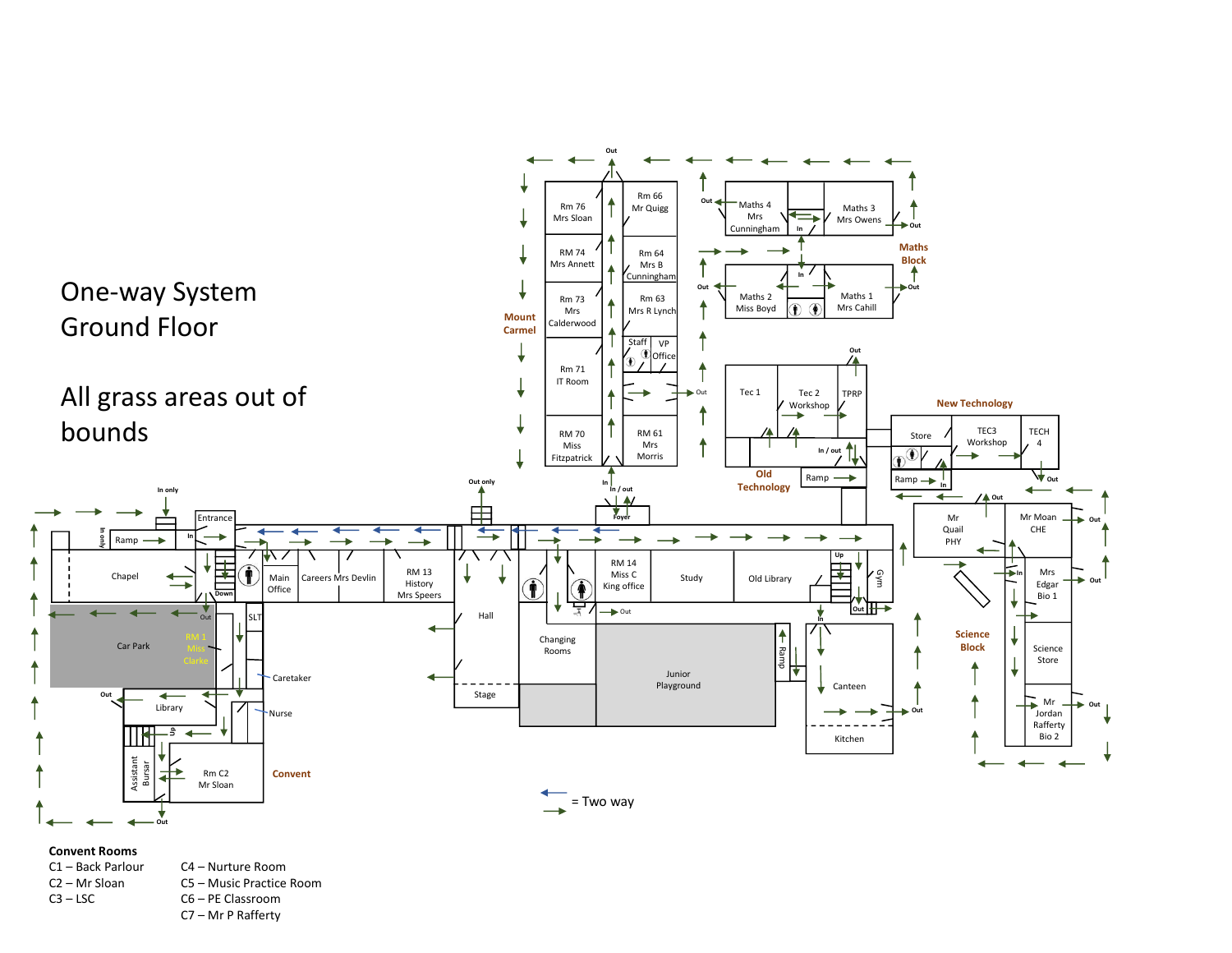# One-way System Ground Floor

# All grass areas out of bounds

**Mount Carmel**

Rm 76 Mrs Sloan

RM 74 Mrs Annett

Rm 73 Mrs Calderwood

Rm 71 IT Room

RM 70 Miss Fitzpatrick

Rm 66 Mr Quigg

Rm 64 Mrs B Cunningham

Rm 63 Mrs R Lynch

Staff

VP Office

RM 61 Mrs Morris

Out

In

In / out

Foyer

**Maths Block**

Maths 4 Mrs Cunningham

Maths 3 Mrs Owens

Maths 2 Miss Boyd

Maths 1 Mrs Cahill

**Old Technology**

Tec 1

Tec 2 Workshop

TPRP

In / out

Ramp

**New Technology**

Store

TEC3 Workshop

TECH 4

Ramp

**Science Block**

Mr Quail PHY

Mr Moan CHE

Mrs Edgar Bio 1

Science Store

Mr Jordan Rafferty Bio 2

In only

Ramp

Entrance

Chapel

Down

Main Office

Careers Mrs Devlin

RM 13 History Mrs Speers

Out only

Hall

Stage

Changing Rooms

RM 14 Miss C King office

Study

Old Library

Up

Gym

Junior Playground

Ramp

Canteen

Kitchen

Car Park

RM 1 Miss Clarke

SLT

Caretaker

Nurse

Library

Up

Assistant Bursar

Rm C2 Mr Sloan

**Convent**

= Two way

**Convent Rooms**

C1 – Back Parlour

C2 – Mr Sloan

C3 – LSC

C4 – Nurture Room

C5 – Music Practice Room

C6 – PE Classroom

C7 – Mr P Rafferty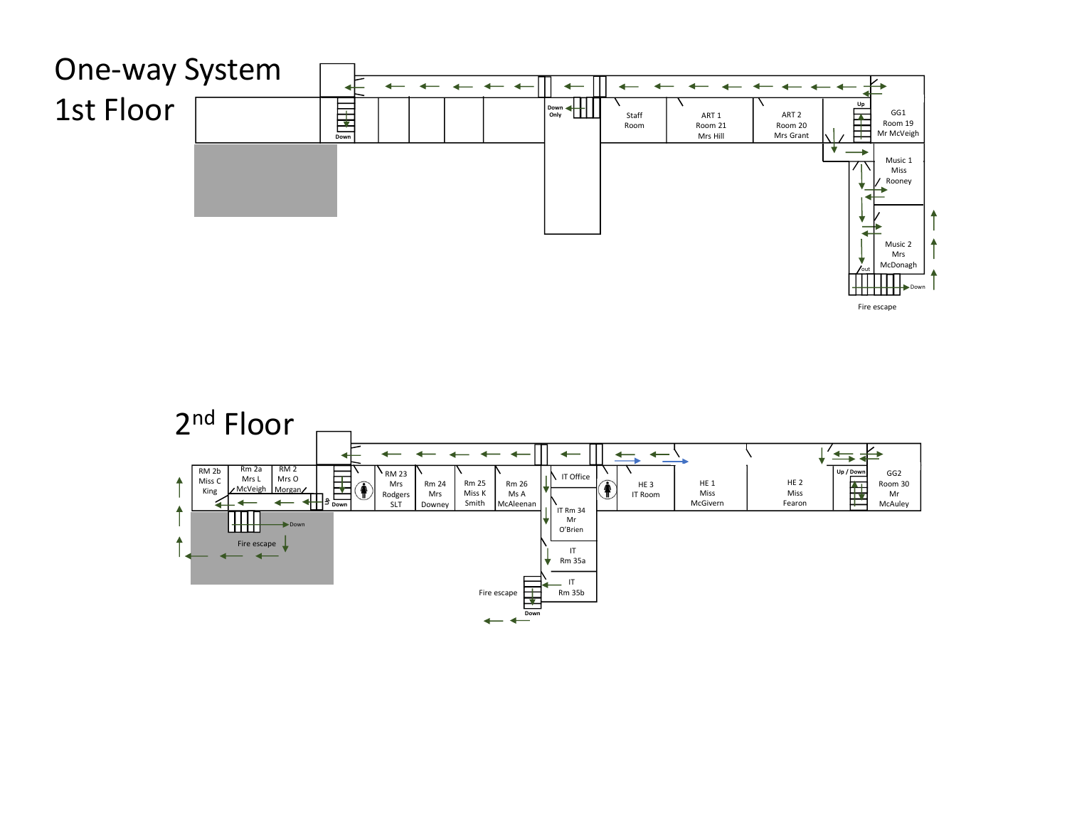# One-way System

## 1st Floor

Down

Down Only

Staff Room

ART 1
Room 21
Mrs Hill

ART 2
Room 20
Mrs Grant

Up

GG1
Room 19
Mr McVeigh

Music 1
Miss
Rooney

Music 2
Mrs
McDonagh

out

Down

Fire escape

## 2nd Floor

RM 2b
Miss C
King

Rm 2a
Mrs L
McVeigh

RM 2
Mrs O
Morgan

Up

Down

Down

Fire escape

RM 23
Mrs
Rodgers
SLT

Rm 24
Mrs
Downey

Rm 25
Miss K
Smith

Rm 26
Ms A
McAleenan

IT Office

IT Rm 34
Mr
O'Brien

IT
Rm 35a

IT
Rm 35b

Fire escape

Down

HE 3
IT Room

HE 1
Miss
McGivern

HE 2
Miss
Fearon

Up / Down

GG2
Room 30
Mr
McAuley